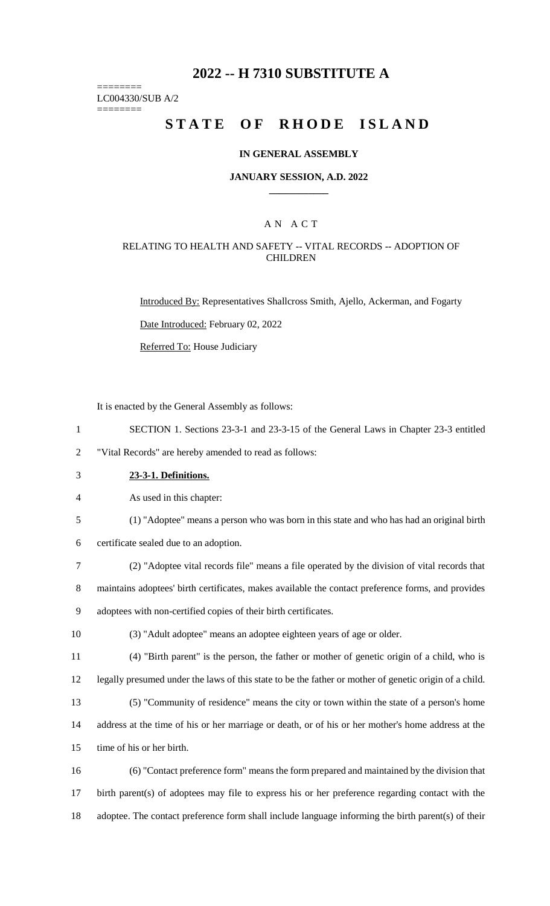# 2022 -- H 7310 SUBSTITUTE A

========
LC004330/SUB A/2
========

# STATE OF RHODE ISLAND

### IN GENERAL ASSEMBLY

### JANUARY SESSION, A.D. 2022

## AN ACT

### RELATING TO HEALTH AND SAFETY -- VITAL RECORDS -- ADOPTION OF CHILDREN

Introduced By: Representatives Shallcross Smith, Ajello, Ackerman, and Fogarty

Date Introduced: February 02, 2022

Referred To: House Judiciary

It is enacted by the General Assembly as follows:

1 SECTION 1. Sections 23-3-1 and 23-3-15 of the General Laws in Chapter 23-3 entitled
2 "Vital Records" are hereby amended to read as follows:

3 **23-3-1. Definitions.**

4 As used in this chapter:

5 (1) "Adoptee" means a person who was born in this state and who has had an original birth
6 certificate sealed due to an adoption.

7 (2) "Adoptee vital records file" means a file operated by the division of vital records that
8 maintains adoptees' birth certificates, makes available the contact preference forms, and provides
9 adoptees with non-certified copies of their birth certificates.

10 (3) "Adult adoptee" means an adoptee eighteen years of age or older.

11 (4) "Birth parent" is the person, the father or mother of genetic origin of a child, who is
12 legally presumed under the laws of this state to be the father or mother of genetic origin of a child.

13 (5) "Community of residence" means the city or town within the state of a person's home
14 address at the time of his or her marriage or death, or of his or her mother's home address at the
15 time of his or her birth.

16 (6) "Contact preference form" means the form prepared and maintained by the division that
17 birth parent(s) of adoptees may file to express his or her preference regarding contact with the
18 adoptee. The contact preference form shall include language informing the birth parent(s) of their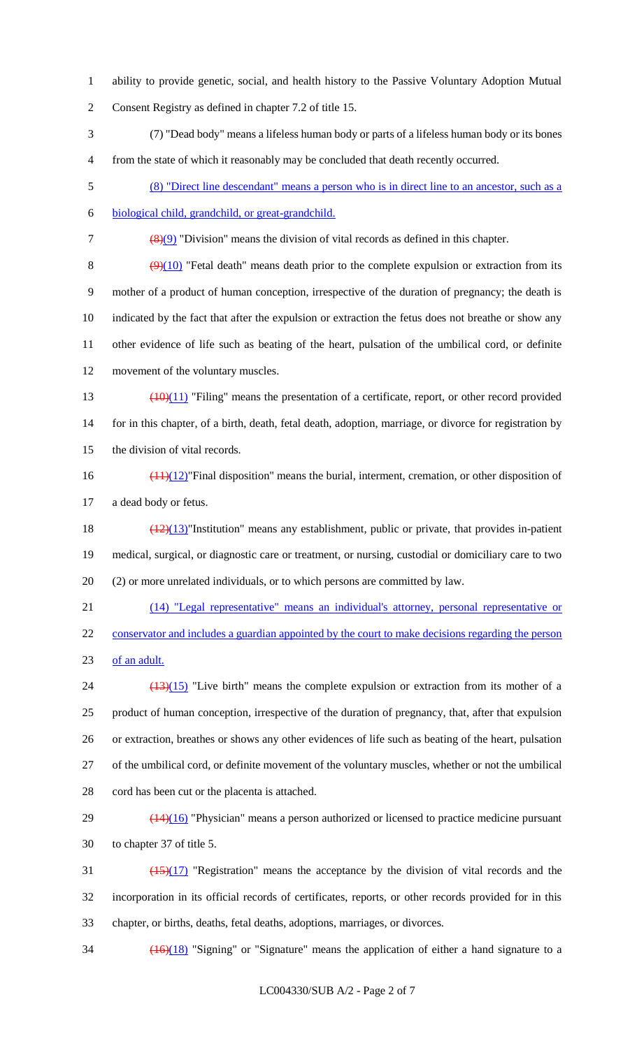ability to provide genetic, social, and health history to the Passive Voluntary Adoption Mutual Consent Registry as defined in chapter 7.2 of title 15.

(7) "Dead body" means a lifeless human body or parts of a lifeless human body or its bones from the state of which it reasonably may be concluded that death recently occurred.

(8) "Direct line descendant" means a person who is in direct line to an ancestor, such as a biological child, grandchild, or great-grandchild.

~~(8)~~(9) "Division" means the division of vital records as defined in this chapter.

~~(9)~~(10) "Fetal death" means death prior to the complete expulsion or extraction from its mother of a product of human conception, irrespective of the duration of pregnancy; the death is indicated by the fact that after the expulsion or extraction the fetus does not breathe or show any other evidence of life such as beating of the heart, pulsation of the umbilical cord, or definite movement of the voluntary muscles.

~~(10)~~(11) "Filing" means the presentation of a certificate, report, or other record provided for in this chapter, of a birth, death, fetal death, adoption, marriage, or divorce for registration by the division of vital records.

~~(11)~~(12)"Final disposition" means the burial, interment, cremation, or other disposition of a dead body or fetus.

~~(12)~~(13)"Institution" means any establishment, public or private, that provides in-patient medical, surgical, or diagnostic care or treatment, or nursing, custodial or domiciliary care to two (2) or more unrelated individuals, or to which persons are committed by law.

(14) "Legal representative" means an individual's attorney, personal representative or conservator and includes a guardian appointed by the court to make decisions regarding the person of an adult.

~~(13)~~(15) "Live birth" means the complete expulsion or extraction from its mother of a product of human conception, irrespective of the duration of pregnancy, that, after that expulsion or extraction, breathes or shows any other evidences of life such as beating of the heart, pulsation of the umbilical cord, or definite movement of the voluntary muscles, whether or not the umbilical cord has been cut or the placenta is attached.

~~(14)~~(16) "Physician" means a person authorized or licensed to practice medicine pursuant to chapter 37 of title 5.

~~(15)~~(17) "Registration" means the acceptance by the division of vital records and the incorporation in its official records of certificates, reports, or other records provided for in this chapter, or births, deaths, fetal deaths, adoptions, marriages, or divorces.

~~(16)~~(18) "Signing" or "Signature" means the application of either a hand signature to a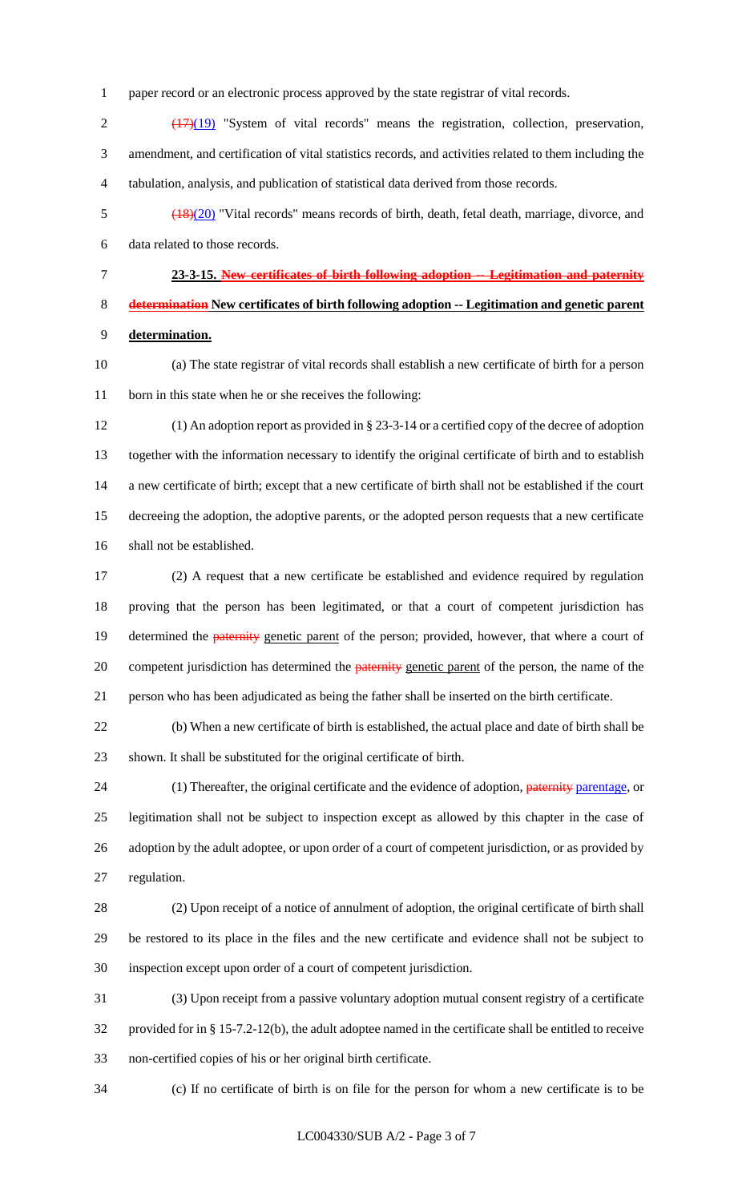paper record or an electronic process approved by the state registrar of vital records.

~~(17)~~(19) "System of vital records" means the registration, collection, preservation, amendment, and certification of vital statistics records, and activities related to them including the tabulation, analysis, and publication of statistical data derived from those records.

~~(18)~~(20) "Vital records" means records of birth, death, fetal death, marriage, divorce, and data related to those records.

**23-3-15. ~~New certificates of birth following adoption -- Legitimation and paternity determination~~ New certificates of birth following adoption -- Legitimation and genetic parent determination.**

(a) The state registrar of vital records shall establish a new certificate of birth for a person born in this state when he or she receives the following:

(1) An adoption report as provided in § 23-3-14 or a certified copy of the decree of adoption together with the information necessary to identify the original certificate of birth and to establish a new certificate of birth; except that a new certificate of birth shall not be established if the court decreeing the adoption, the adoptive parents, or the adopted person requests that a new certificate shall not be established.

(2) A request that a new certificate be established and evidence required by regulation proving that the person has been legitimated, or that a court of competent jurisdiction has determined the ~~paternity~~ genetic parent of the person; provided, however, that where a court of competent jurisdiction has determined the ~~paternity~~ genetic parent of the person, the name of the person who has been adjudicated as being the father shall be inserted on the birth certificate.

(b) When a new certificate of birth is established, the actual place and date of birth shall be shown. It shall be substituted for the original certificate of birth.

(1) Thereafter, the original certificate and the evidence of adoption, ~~paternity~~ parentage, or legitimation shall not be subject to inspection except as allowed by this chapter in the case of adoption by the adult adoptee, or upon order of a court of competent jurisdiction, or as provided by regulation.

(2) Upon receipt of a notice of annulment of adoption, the original certificate of birth shall be restored to its place in the files and the new certificate and evidence shall not be subject to inspection except upon order of a court of competent jurisdiction.

(3) Upon receipt from a passive voluntary adoption mutual consent registry of a certificate provided for in § 15-7.2-12(b), the adult adoptee named in the certificate shall be entitled to receive non-certified copies of his or her original birth certificate.

(c) If no certificate of birth is on file for the person for whom a new certificate is to be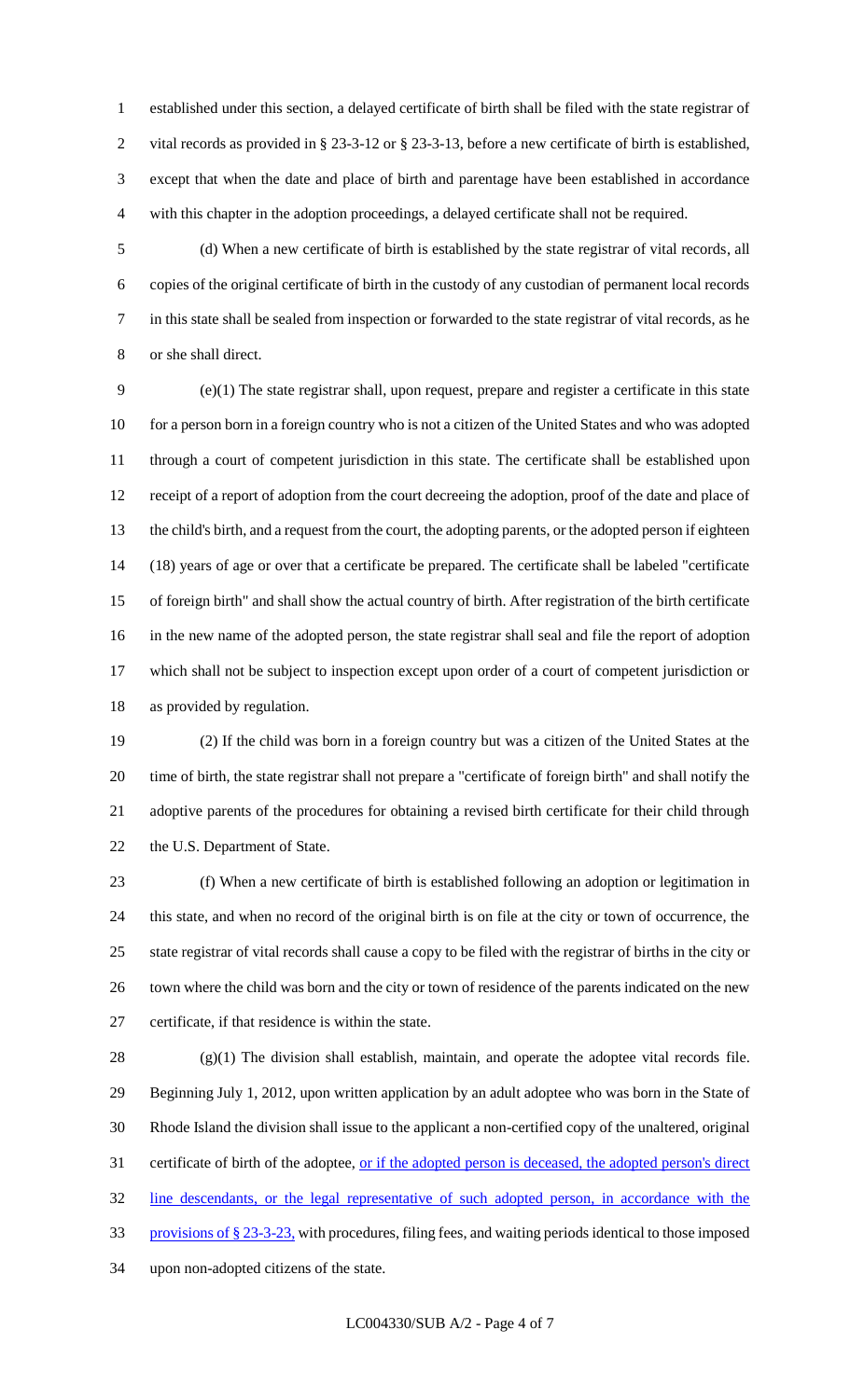established under this section, a delayed certificate of birth shall be filed with the state registrar of vital records as provided in § 23-3-12 or § 23-3-13, before a new certificate of birth is established, except that when the date and place of birth and parentage have been established in accordance with this chapter in the adoption proceedings, a delayed certificate shall not be required.

(d) When a new certificate of birth is established by the state registrar of vital records, all copies of the original certificate of birth in the custody of any custodian of permanent local records in this state shall be sealed from inspection or forwarded to the state registrar of vital records, as he or she shall direct.

(e)(1) The state registrar shall, upon request, prepare and register a certificate in this state for a person born in a foreign country who is not a citizen of the United States and who was adopted through a court of competent jurisdiction in this state. The certificate shall be established upon receipt of a report of adoption from the court decreeing the adoption, proof of the date and place of the child's birth, and a request from the court, the adopting parents, or the adopted person if eighteen (18) years of age or over that a certificate be prepared. The certificate shall be labeled "certificate of foreign birth" and shall show the actual country of birth. After registration of the birth certificate in the new name of the adopted person, the state registrar shall seal and file the report of adoption which shall not be subject to inspection except upon order of a court of competent jurisdiction or as provided by regulation.

(2) If the child was born in a foreign country but was a citizen of the United States at the time of birth, the state registrar shall not prepare a "certificate of foreign birth" and shall notify the adoptive parents of the procedures for obtaining a revised birth certificate for their child through the U.S. Department of State.

(f) When a new certificate of birth is established following an adoption or legitimation in this state, and when no record of the original birth is on file at the city or town of occurrence, the state registrar of vital records shall cause a copy to be filed with the registrar of births in the city or town where the child was born and the city or town of residence of the parents indicated on the new certificate, if that residence is within the state.

(g)(1) The division shall establish, maintain, and operate the adoptee vital records file. Beginning July 1, 2012, upon written application by an adult adoptee who was born in the State of Rhode Island the division shall issue to the applicant a non-certified copy of the unaltered, original certificate of birth of the adoptee, <u>or if the adopted person is deceased, the adopted person's direct line descendants, or the legal representative of such adopted person, in accordance with the provisions of § 23-3-23,</u> with procedures, filing fees, and waiting periods identical to those imposed upon non-adopted citizens of the state.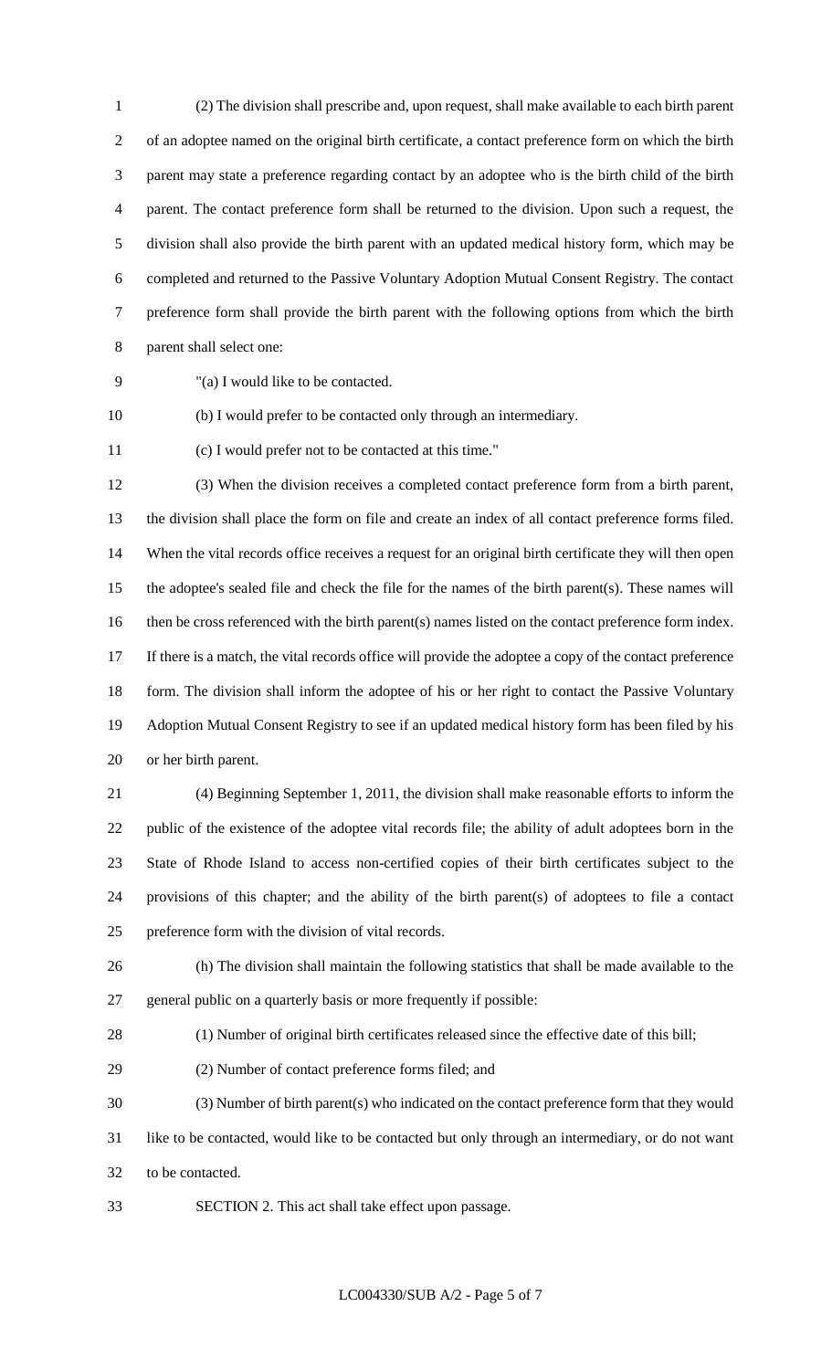(2) The division shall prescribe and, upon request, shall make available to each birth parent of an adoptee named on the original birth certificate, a contact preference form on which the birth parent may state a preference regarding contact by an adoptee who is the birth child of the birth parent. The contact preference form shall be returned to the division. Upon such a request, the division shall also provide the birth parent with an updated medical history form, which may be completed and returned to the Passive Voluntary Adoption Mutual Consent Registry. The contact preference form shall provide the birth parent with the following options from which the birth parent shall select one:

"(a) I would like to be contacted.

(b) I would prefer to be contacted only through an intermediary.

(c) I would prefer not to be contacted at this time."

(3) When the division receives a completed contact preference form from a birth parent, the division shall place the form on file and create an index of all contact preference forms filed. When the vital records office receives a request for an original birth certificate they will then open the adoptee's sealed file and check the file for the names of the birth parent(s). These names will then be cross referenced with the birth parent(s) names listed on the contact preference form index. If there is a match, the vital records office will provide the adoptee a copy of the contact preference form. The division shall inform the adoptee of his or her right to contact the Passive Voluntary Adoption Mutual Consent Registry to see if an updated medical history form has been filed by his or her birth parent.

(4) Beginning September 1, 2011, the division shall make reasonable efforts to inform the public of the existence of the adoptee vital records file; the ability of adult adoptees born in the State of Rhode Island to access non-certified copies of their birth certificates subject to the provisions of this chapter; and the ability of the birth parent(s) of adoptees to file a contact preference form with the division of vital records.

(h) The division shall maintain the following statistics that shall be made available to the general public on a quarterly basis or more frequently if possible:

(1) Number of original birth certificates released since the effective date of this bill;

(2) Number of contact preference forms filed; and

(3) Number of birth parent(s) who indicated on the contact preference form that they would like to be contacted, would like to be contacted but only through an intermediary, or do not want to be contacted.

SECTION 2. This act shall take effect upon passage.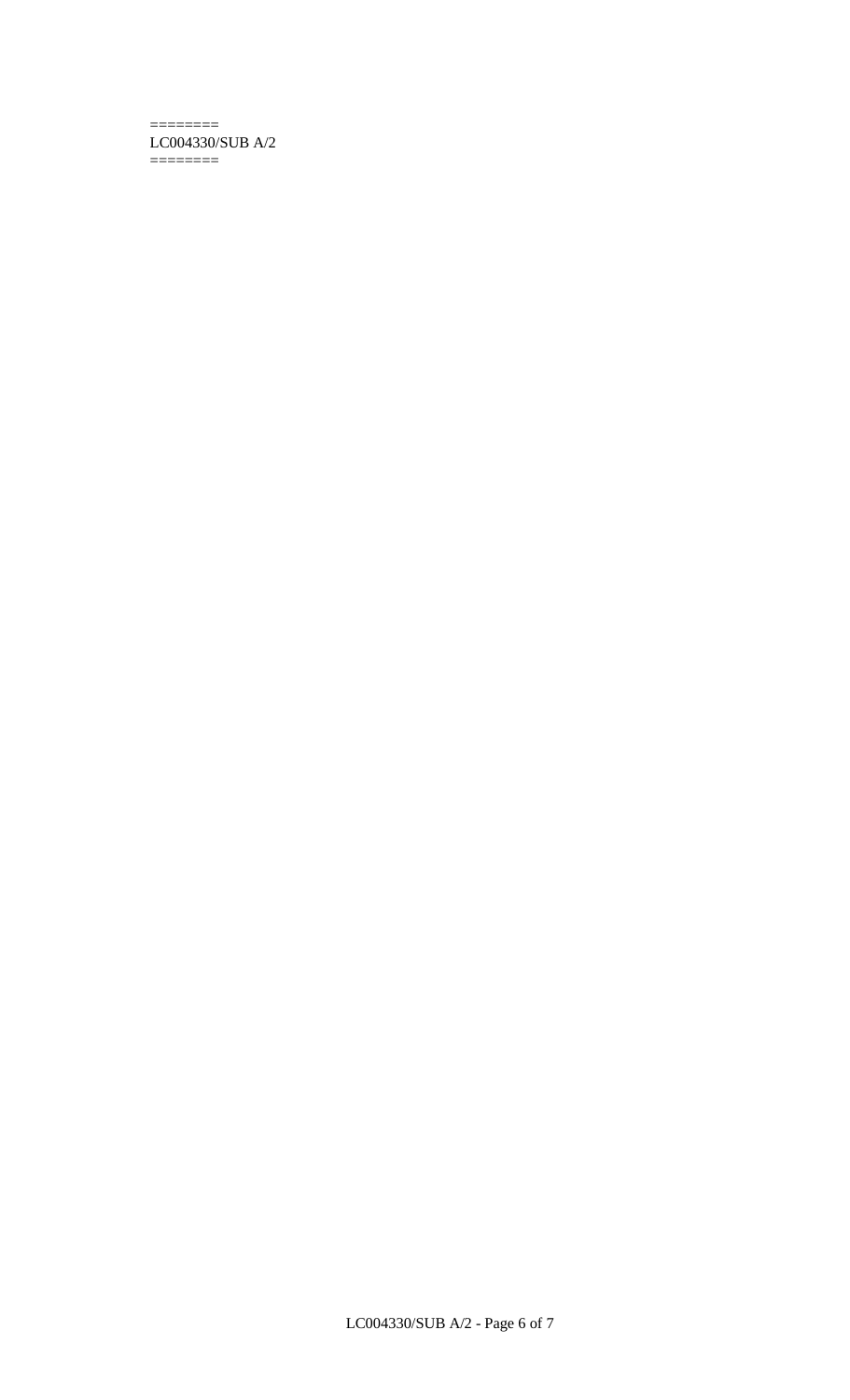=======
LC004330/SUB A/2
=======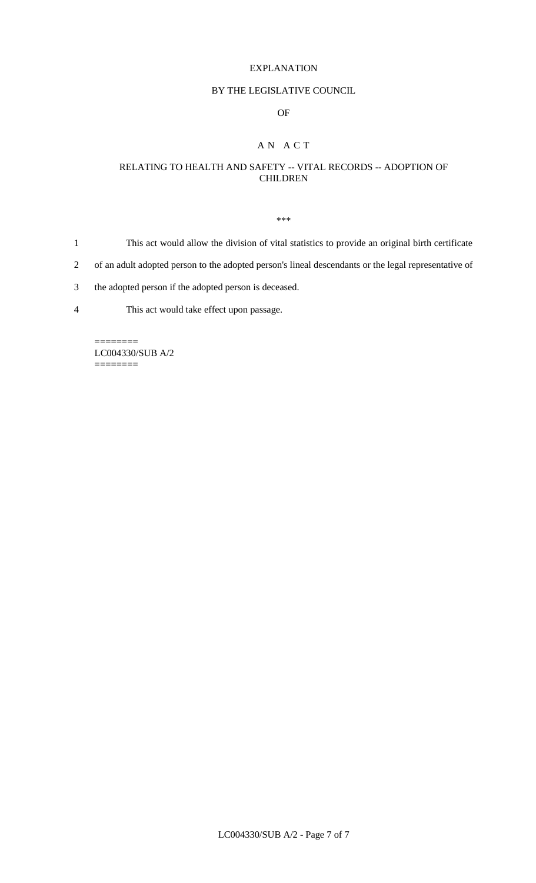EXPLANATION

BY THE LEGISLATIVE COUNCIL

OF

# A N A C T

RELATING TO HEALTH AND SAFETY -- VITAL RECORDS -- ADOPTION OF CHILDREN

\*\*\*

This act would allow the division of vital statistics to provide an original birth certificate of an adult adopted person to the adopted person's lineal descendants or the legal representative of the adopted person if the adopted person is deceased.

This act would take effect upon passage.

========
LC004330/SUB A/2
========